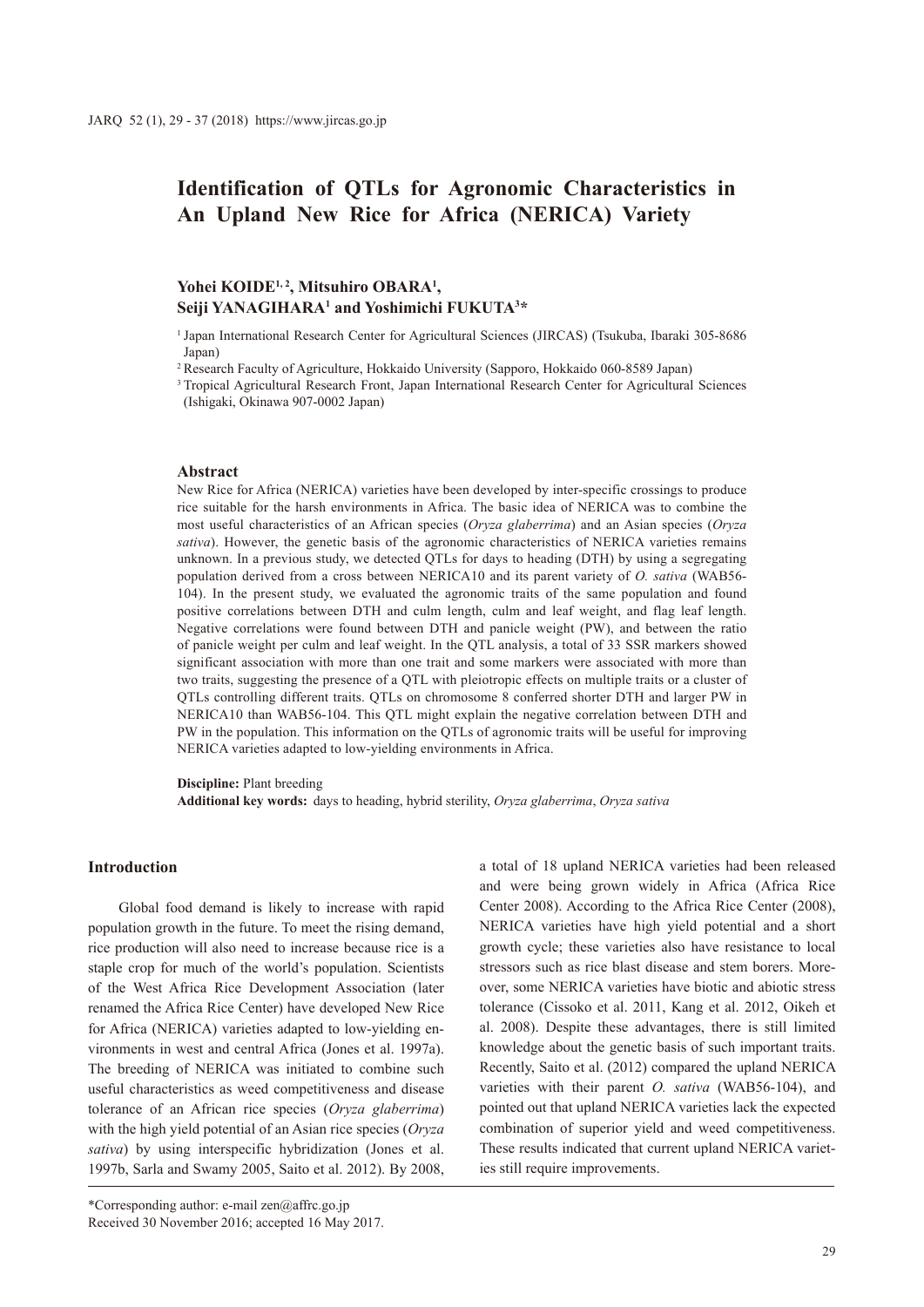# Identification of QTLs for Agronomic Characteristics in An Upland New Rice for Africa (NERICA) Variety

**Yohei KOIDE[1, 2], Mitsuhiro OBARA[1], Seiji YANAGIHARA[1] and Yoshimichi FUKUTA[3]***

[1] Japan International Research Center for Agricultural Sciences (JIRCAS) (Tsukuba, Ibaraki 305-8686 Japan)

[2] Research Faculty of Agriculture, Hokkaido University (Sapporo, Hokkaido 060-8589 Japan)

[3] Tropical Agricultural Research Front, Japan International Research Center for Agricultural Sciences (Ishigaki, Okinawa 907-0002 Japan)

## Abstract

New Rice for Africa (NERICA) varieties have been developed by inter-specific crossings to produce rice suitable for the harsh environments in Africa. The basic idea of NERICA was to combine the most useful characteristics of an African species (*Oryza glaberrima*) and an Asian species (*Oryza sativa*). However, the genetic basis of the agronomic characteristics of NERICA varieties remains unknown. In a previous study, we detected QTLs for days to heading (DTH) by using a segregating population derived from a cross between NERICA10 and its parent variety of *O. sativa* (WAB56-104). In the present study, we evaluated the agronomic traits of the same population and found positive correlations between DTH and culm length, culm and leaf weight, and flag leaf length. Negative correlations were found between DTH and panicle weight (PW), and between the ratio of panicle weight per culm and leaf weight. In the QTL analysis, a total of 33 SSR markers showed significant association with more than one trait and some markers were associated with more than two traits, suggesting the presence of a QTL with pleiotropic effects on multiple traits or a cluster of QTLs controlling different traits. QTLs on chromosome 8 conferred shorter DTH and larger PW in NERICA10 than WAB56-104. This QTL might explain the negative correlation between DTH and PW in the population. This information on the QTLs of agronomic traits will be useful for improving NERICA varieties adapted to low-yielding environments in Africa.

**Discipline:** Plant breeding
**Additional key words:** days to heading, hybrid sterility, *Oryza glaberrima*, *Oryza sativa*

## Introduction

Global food demand is likely to increase with rapid population growth in the future. To meet the rising demand, rice production will also need to increase because rice is a staple crop for much of the world's population. Scientists of the West Africa Rice Development Association (later renamed the Africa Rice Center) have developed New Rice for Africa (NERICA) varieties adapted to low-yielding environments in west and central Africa (Jones et al. 1997a). The breeding of NERICA was initiated to combine such useful characteristics as weed competitiveness and disease tolerance of an African rice species (*Oryza glaberrima*) with the high yield potential of an Asian rice species (*Oryza sativa*) by using interspecific hybridization (Jones et al. 1997b, Sarla and Swamy 2005, Saito et al. 2012). By 2008, a total of 18 upland NERICA varieties had been released and were being grown widely in Africa (Africa Rice Center 2008). According to the Africa Rice Center (2008), NERICA varieties have high yield potential and a short growth cycle; these varieties also have resistance to local stressors such as rice blast disease and stem borers. Moreover, some NERICA varieties have biotic and abiotic stress tolerance (Cissoko et al. 2011, Kang et al. 2012, Oikeh et al. 2008). Despite these advantages, there is still limited knowledge about the genetic basis of such important traits. Recently, Saito et al. (2012) compared the upland NERICA varieties with their parent *O. sativa* (WAB56-104), and pointed out that upland NERICA varieties lack the expected combination of superior yield and weed competitiveness. These results indicated that current upland NERICA varieties still require improvements.

*Corresponding author: e-mail zen@affrc.go.jp
Received 30 November 2016; accepted 16 May 2017.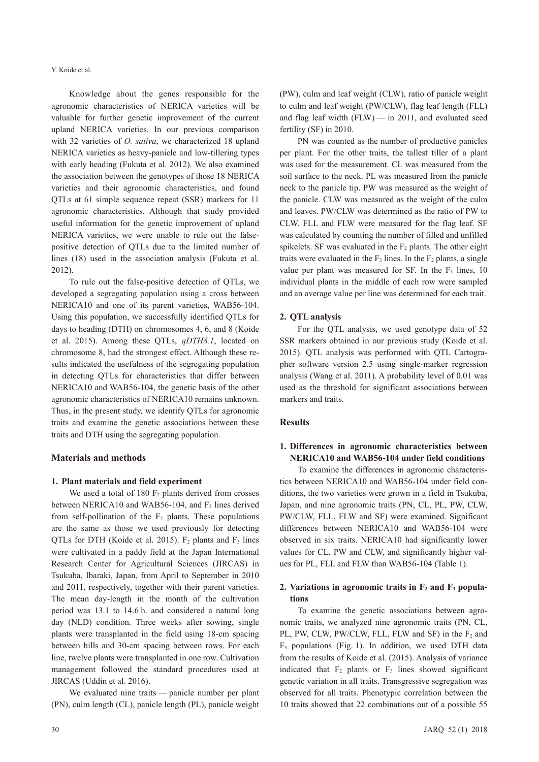Knowledge about the genes responsible for the agronomic characteristics of NERICA varieties will be valuable for further genetic improvement of the current upland NERICA varieties. In our previous comparison with 32 varieties of *O. sativa*, we characterized 18 upland NERICA varieties as heavy-panicle and low-tillering types with early heading (Fukuta et al. 2012). We also examined the association between the genotypes of those 18 NERICA varieties and their agronomic characteristics, and found QTLs at 61 simple sequence repeat (SSR) markers for 11 agronomic characteristics. Although that study provided useful information for the genetic improvement of upland NERICA varieties, we were unable to rule out the false-positive detection of QTLs due to the limited number of lines (18) used in the association analysis (Fukuta et al. 2012).

To rule out the false-positive detection of QTLs, we developed a segregating population using a cross between NERICA10 and one of its parent varieties, WAB56-104. Using this population, we successfully identified QTLs for days to heading (DTH) on chromosomes 4, 6, and 8 (Koide et al. 2015). Among these QTLs, *qDTH8.1*, located on chromosome 8, had the strongest effect. Although these results indicated the usefulness of the segregating population in detecting QTLs for characteristics that differ between NERICA10 and WAB56-104, the genetic basis of the other agronomic characteristics of NERICA10 remains unknown. Thus, in the present study, we identify QTLs for agronomic traits and examine the genetic associations between these traits and DTH using the segregating population.

## Materials and methods

### 1. Plant materials and field experiment

We used a total of 180 $F_2$ plants derived from crosses between NERICA10 and WAB56-104, and $F_3$ lines derived from self-pollination of the $F_2$ plants. These populations are the same as those we used previously for detecting QTLs for DTH (Koide et al. 2015). $F_2$ plants and $F_3$ lines were cultivated in a paddy field at the Japan International Research Center for Agricultural Sciences (JIRCAS) in Tsukuba, Ibaraki, Japan, from April to September in 2010 and 2011, respectively, together with their parent varieties. The mean day-length in the month of the cultivation period was 13.1 to 14.6 h. and considered a natural long day (NLD) condition. Three weeks after sowing, single plants were transplanted in the field using 18-cm spacing between hills and 30-cm spacing between rows. For each line, twelve plants were transplanted in one row. Cultivation management followed the standard procedures used at JIRCAS (Uddin et al. 2016).

We evaluated nine traits — panicle number per plant (PN), culm length (CL), panicle length (PL), panicle weight (PW), culm and leaf weight (CLW), ratio of panicle weight to culm and leaf weight (PW/CLW), flag leaf length (FLL) and flag leaf width (FLW) — in 2011, and evaluated seed fertility (SF) in 2010.

PN was counted as the number of productive panicles per plant. For the other traits, the tallest tiller of a plant was used for the measurement. CL was measured from the soil surface to the neck. PL was measured from the panicle neck to the panicle tip. PW was measured as the weight of the panicle. CLW was measured as the weight of the culm and leaves. PW/CLW was determined as the ratio of PW to CLW. FLL and FLW were measured for the flag leaf. SF was calculated by counting the number of filled and unfilled spikelets. SF was evaluated in the $F_2$ plants. The other eight traits were evaluated in the $F_3$ lines. In the $F_2$ plants, a single value per plant was measured for SF. In the $F_3$ lines, 10 individual plants in the middle of each row were sampled and an average value per line was determined for each trait.

### 2. QTL analysis

For the QTL analysis, we used genotype data of 52 SSR markers obtained in our previous study (Koide et al. 2015). QTL analysis was performed with QTL Cartographer software version 2.5 using single-marker regression analysis (Wang et al. 2011). A probability level of 0.01 was used as the threshold for significant associations between markers and traits.

## Results

### 1. Differences in agronomic characteristics between NERICA10 and WAB56-104 under field conditions

To examine the differences in agronomic characteristics between NERICA10 and WAB56-104 under field conditions, the two varieties were grown in a field in Tsukuba, Japan, and nine agronomic traits (PN, CL, PL, PW, CLW, PW/CLW, FLL, FLW and SF) were examined. Significant differences between NERICA10 and WAB56-104 were observed in six traits. NERICA10 had significantly lower values for CL, PW and CLW, and significantly higher values for PL, FLL and FLW than WAB56-104 (Table 1).

### 2. Variations in agronomic traits in $F_2$ and $F_3$ populations

To examine the genetic associations between agronomic traits, we analyzed nine agronomic traits (PN, CL, PL, PW, CLW, PW/CLW, FLL, FLW and SF) in the $F_2$ and $F_3$ populations (Fig. 1). In addition, we used DTH data from the results of Koide et al. (2015). Analysis of variance indicated that $F_2$ plants or $F_3$ lines showed significant genetic variation in all traits. Transgressive segregation was observed for all traits. Phenotypic correlation between the 10 traits showed that 22 combinations out of a possible 55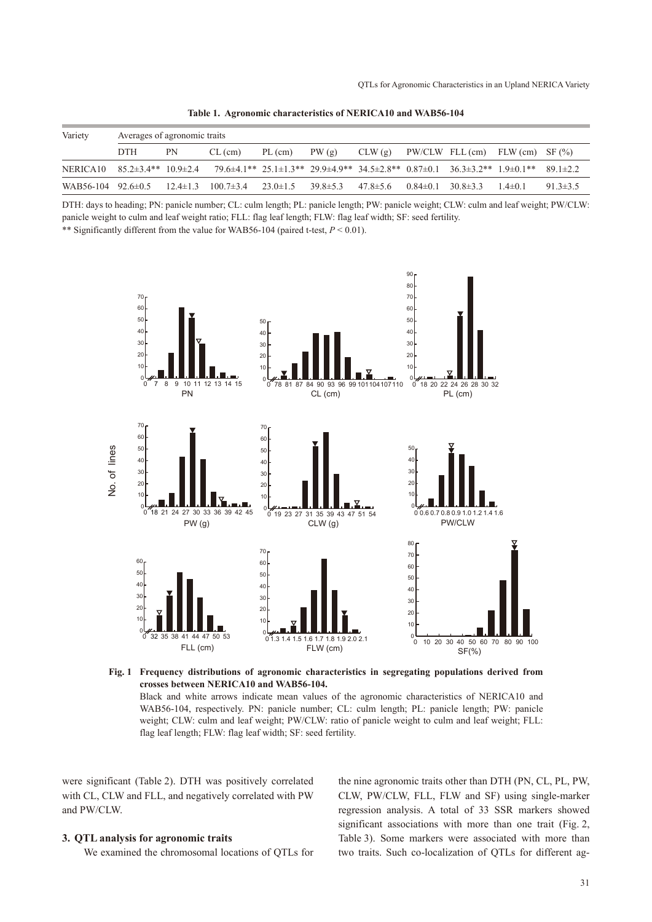**Table 1. Agronomic characteristics of NERICA10 and WAB56-104**

| Variety | Averages of agronomic traits | | | | | | | | | |
|---|---|---|---|---|---|---|---|---|---|---|
| | DTH | PN | CL (cm) | PL (cm) | PW (g) | CLW (g) | PW/CLW | FLL (cm) | FLW (cm) | SF (%) |
| NERICA10 | 85.2±3.4** | 10.9±2.4 | 79.6±4.1** | 25.1±1.3** | 29.9±4.9** | 34.5±2.8** | 0.87±0.1 | 36.3±3.2** | 1.9±0.1** | 89.1±2.2 |
| WAB56-104 | 92.6±0.5 | 12.4±1.3 | 100.7±3.4 | 23.0±1.5 | 39.8±5.3 | 47.8±5.6 | 0.84±0.1 | 30.8±3.3 | 1.4±0.1 | 91.3±3.5 |

DTH: days to heading; PN: panicle number; CL: culm length; PL: panicle length; PW: panicle weight; CLW: culm and leaf weight; PW/CLW: panicle weight to culm and leaf weight ratio; FLL: flag leaf length; FLW: flag leaf width; SF: seed fertility.

** Significantly different from the value for WAB56-104 (paired t-test, $P < 0.01$).

**Fig. 1 Frequency distributions of agronomic characteristics in segregating populations derived from crosses between NERICA10 and WAB56-104.**

Black and white arrows indicate mean values of the agronomic characteristics of NERICA10 and WAB56-104, respectively. PN: panicle number; CL: culm length; PL: panicle length; PW: panicle weight; CLW: culm and leaf weight; PW/CLW: ratio of panicle weight to culm and leaf weight; FLL: flag leaf length; FLW: flag leaf width; SF: seed fertility.

were significant (Table 2). DTH was positively correlated with CL, CLW and FLL, and negatively correlated with PW and PW/CLW.

### 3. QTL analysis for agronomic traits

We examined the chromosomal locations of QTLs for the nine agronomic traits other than DTH (PN, CL, PL, PW, CLW, PW/CLW, FLL, FLW and SF) using single-marker regression analysis. A total of 33 SSR markers showed significant associations with more than one trait (Fig. 2, Table 3). Some markers were associated with more than two traits. Such co-localization of QTLs for different ag-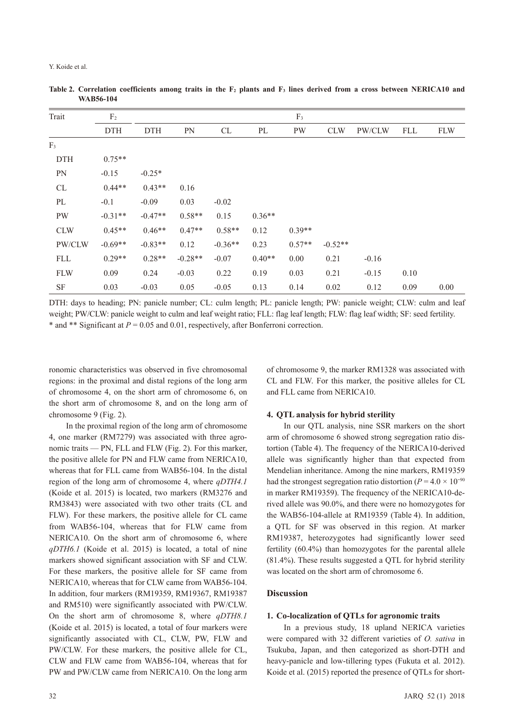**Table 2. Correlation coefficients among traits in the $F_2$ plants and $F_3$ lines derived from a cross between NERICA10 and WAB56-104**

| Trait | $F_2$ | $F_3$ | | | | | | | | |
|---|---|---|---|---|---|---|---|---|---|---|
| | DTH | DTH | PN | CL | PL | PW | CLW | PW/CLW | FLL | FLW |
| $F_3$ | | | | | | | | | | |
| DTH | 0.75** | | | | | | | | | |
| PN | -0.15 | -0.25* | | | | | | | | |
| CL | 0.44** | 0.43** | 0.16 | | | | | | | |
| PL | -0.1 | -0.09 | 0.03 | -0.02 | | | | | | |
| PW | -0.31** | -0.47** | 0.58** | 0.15 | 0.36** | | | | | |
| CLW | 0.45** | 0.46** | 0.47** | 0.58** | 0.12 | 0.39** | | | | |
| PW/CLW | -0.69** | -0.83** | 0.12 | -0.36** | 0.23 | 0.57** | -0.52** | | | |
| FLL | 0.29** | 0.28** | -0.28** | -0.07 | 0.40** | 0.00 | 0.21 | -0.16 | | |
| FLW | 0.09 | 0.24 | -0.03 | 0.22 | 0.19 | 0.03 | 0.21 | -0.15 | 0.10 | |
| SF | 0.03 | -0.03 | 0.05 | -0.05 | 0.13 | 0.14 | 0.02 | 0.12 | 0.09 | 0.00 |

DTH: days to heading; PN: panicle number; CL: culm length; PL: panicle length; PW: panicle weight; CLW: culm and leaf weight; PW/CLW: panicle weight to culm and leaf weight ratio; FLL: flag leaf length; FLW: flag leaf width; SF: seed fertility.
* and ** Significant at $P = 0.05$ and 0.01, respectively, after Bonferroni correction.

ronomic characteristics was observed in five chromosomal regions: in the proximal and distal regions of the long arm of chromosome 4, on the short arm of chromosome 6, on the short arm of chromosome 8, and on the long arm of chromosome 9 (Fig. 2).

In the proximal region of the long arm of chromosome 4, one marker (RM7279) was associated with three agronomic traits — PN, FLL and FLW (Fig. 2). For this marker, the positive allele for PN and FLW came from NERICA10, whereas that for FLL came from WAB56-104. In the distal region of the long arm of chromosome 4, where *qDTH4.1* (Koide et al. 2015) is located, two markers (RM3276 and RM3843) were associated with two other traits (CL and FLW). For these markers, the positive allele for CL came from WAB56-104, whereas that for FLW came from NERICA10. On the short arm of chromosome 6, where *qDTH6.1* (Koide et al. 2015) is located, a total of nine markers showed significant association with SF and CLW. For these markers, the positive allele for SF came from NERICA10, whereas that for CLW came from WAB56-104. In addition, four markers (RM19359, RM19367, RM19387 and RM510) were significantly associated with PW/CLW. On the short arm of chromosome 8, where *qDTH8.1* (Koide et al. 2015) is located, a total of four markers were significantly associated with CL, CLW, PW, FLW and PW/CLW. For these markers, the positive allele for CL, CLW and FLW came from WAB56-104, whereas that for PW and PW/CLW came from NERICA10. On the long arm of chromosome 9, the marker RM1328 was associated with CL and FLW. For this marker, the positive alleles for CL and FLL came from NERICA10.

### 4. QTL analysis for hybrid sterility

In our QTL analysis, nine SSR markers on the short arm of chromosome 6 showed strong segregation ratio distortion (Table 4). The frequency of the NERICA10-derived allele was significantly higher than that expected from Mendelian inheritance. Among the nine markers, RM19359 had the strongest segregation ratio distortion ($P = 4.0 \times 10^{-90}$ in marker RM19359). The frequency of the NERICA10-derived allele was 90.0%, and there were no homozygotes for the WAB56-104-allele at RM19359 (Table 4). In addition, a QTL for SF was observed in this region. At marker RM19387, heterozygotes had significantly lower seed fertility (60.4%) than homozygotes for the parental allele (81.4%). These results suggested a QTL for hybrid sterility was located on the short arm of chromosome 6.

## Discussion

### 1. Co-localization of QTLs for agronomic traits

In a previous study, 18 upland NERICA varieties were compared with 32 different varieties of *O. sativa* in Tsukuba, Japan, and then categorized as short-DTH and heavy-panicle and low-tillering types (Fukuta et al. 2012). Koide et al. (2015) reported the presence of QTLs for short-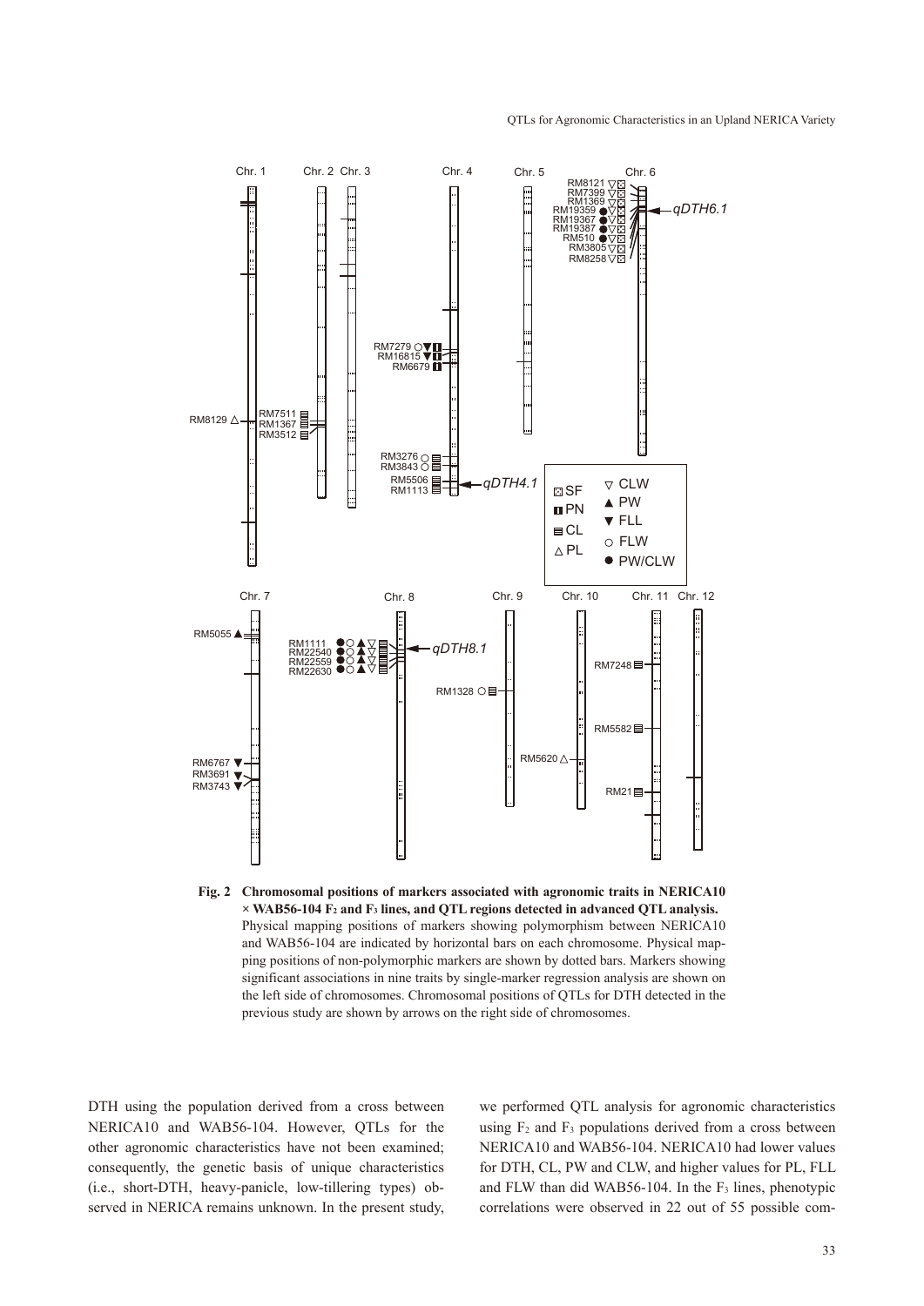**Fig. 2 Chromosomal positions of markers associated with agronomic traits in NERICA10 × WAB56-104 $F_2$ and $F_3$ lines, and QTL regions detected in advanced QTL analysis.**
Physical mapping positions of markers showing polymorphism between NERICA10 and WAB56-104 are indicated by horizontal bars on each chromosome. Physical mapping positions of non-polymorphic markers are shown by dotted bars. Markers showing significant associations in nine traits by single-marker regression analysis are shown on the left side of chromosomes. Chromosomal positions of QTLs for DTH detected in the previous study are shown by arrows on the right side of chromosomes.

DTH using the population derived from a cross between NERICA10 and WAB56-104. However, QTLs for the other agronomic characteristics have not been examined; consequently, the genetic basis of unique characteristics (i.e., short-DTH, heavy-panicle, low-tillering types) observed in NERICA remains unknown. In the present study, we performed QTL analysis for agronomic characteristics using $F_2$ and $F_3$ populations derived from a cross between NERICA10 and WAB56-104. NERICA10 had lower values for DTH, CL, PW and CLW, and higher values for PL, FLL and FLW than did WAB56-104. In the $F_3$ lines, phenotypic correlations were observed in 22 out of 55 possible com-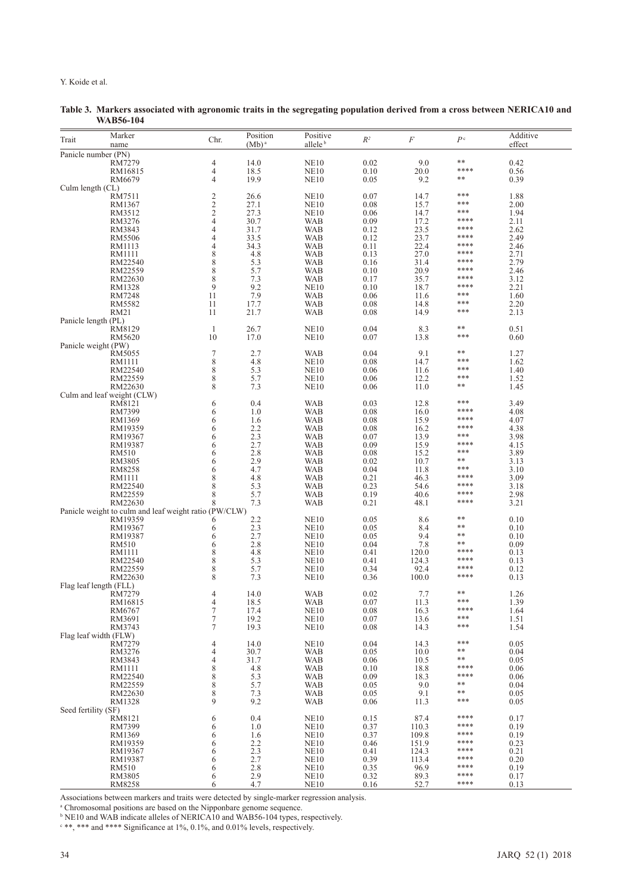**Table 3. Markers associated with agronomic traits in the segregating population derived from a cross between NERICA10 and WAB56-104**

| Trait | Marker name | Chr. | Position (Mb)[a] | Positive allele[b] | $R^2$ | $F$ | $P$[c] | Additive effect |
|---|---|---|---|---|---|---|---|---|
| Panicle number (PN) | | | | | | | | |
| | RM7279 | 4 | 14.0 | NE10 | 0.02 | 9.0 | ** | 0.42 |
| | RM16815 | 4 | 18.5 | NE10 | 0.10 | 20.0 | **** | 0.56 |
| | RM6679 | 4 | 19.9 | NE10 | 0.05 | 9.2 | ** | 0.39 |
| Culm length (CL) | | | | | | | | |
| | RM7511 | 2 | 26.6 | NE10 | 0.07 | 14.7 | *** | 1.88 |
| | RM1367 | 2 | 27.1 | NE10 | 0.08 | 15.7 | *** | 2.00 |
| | RM3512 | 2 | 27.3 | NE10 | 0.06 | 14.7 | *** | 1.94 |
| | RM3276 | 4 | 30.7 | WAB | 0.09 | 17.2 | **** | 2.11 |
| | RM3843 | 4 | 31.7 | WAB | 0.12 | 23.5 | **** | 2.62 |
| | RM5506 | 4 | 33.5 | WAB | 0.12 | 23.7 | **** | 2.49 |
| | RM1113 | 4 | 34.3 | WAB | 0.11 | 22.4 | **** | 2.46 |
| | RM1111 | 8 | 4.8 | WAB | 0.13 | 27.0 | **** | 2.71 |
| | RM22540 | 8 | 5.3 | WAB | 0.16 | 31.4 | **** | 2.79 |
| | RM22559 | 8 | 5.7 | WAB | 0.10 | 20.9 | **** | 2.46 |
| | RM22630 | 8 | 7.3 | WAB | 0.17 | 35.7 | **** | 3.12 |
| | RM1328 | 9 | 9.2 | NE10 | 0.10 | 18.7 | **** | 2.21 |
| | RM7248 | 11 | 7.9 | WAB | 0.06 | 11.6 | *** | 1.60 |
| | RM5582 | 11 | 17.7 | WAB | 0.08 | 14.8 | *** | 2.20 |
| | RM21 | 11 | 21.7 | WAB | 0.08 | 14.9 | *** | 2.13 |
| Panicle length (PL) | | | | | | | | |
| | RM8129 | 1 | 26.7 | NE10 | 0.04 | 8.3 | ** | 0.51 |
| | RM5620 | 10 | 17.0 | NE10 | 0.07 | 13.8 | *** | 0.60 |
| Panicle weight (PW) | | | | | | | | |
| | RM5055 | 7 | 2.7 | WAB | 0.04 | 9.1 | ** | 1.27 |
| | RM1111 | 8 | 4.8 | NE10 | 0.08 | 14.7 | *** | 1.62 |
| | RM22540 | 8 | 5.3 | NE10 | 0.06 | 11.6 | *** | 1.40 |
| | RM22559 | 8 | 5.7 | NE10 | 0.06 | 12.2 | *** | 1.52 |
| | RM22630 | 8 | 7.3 | NE10 | 0.06 | 11.0 | ** | 1.45 |
| Culm and leaf weight (CLW) | | | | | | | | |
| | RM8121 | 6 | 0.4 | WAB | 0.03 | 12.8 | *** | 3.49 |
| | RM7399 | 6 | 1.0 | WAB | 0.08 | 16.0 | **** | 4.08 |
| | RM1369 | 6 | 1.6 | WAB | 0.08 | 15.9 | **** | 4.07 |
| | RM19359 | 6 | 2.2 | WAB | 0.08 | 16.2 | **** | 4.38 |
| | RM19367 | 6 | 2.3 | WAB | 0.07 | 13.9 | *** | 3.98 |
| | RM19387 | 6 | 2.7 | WAB | 0.09 | 15.9 | **** | 4.15 |
| | RM510 | 6 | 2.8 | WAB | 0.08 | 15.2 | *** | 3.89 |
| | RM3805 | 6 | 2.9 | WAB | 0.02 | 10.7 | ** | 3.13 |
| | RM8258 | 6 | 4.7 | WAB | 0.04 | 11.8 | *** | 3.10 |
| | RM1111 | 8 | 4.8 | WAB | 0.21 | 46.3 | **** | 3.09 |
| | RM22540 | 8 | 5.3 | WAB | 0.23 | 54.6 | **** | 3.18 |
| | RM22559 | 8 | 5.7 | WAB | 0.19 | 40.6 | **** | 2.98 |
| | RM22630 | 8 | 7.3 | WAB | 0.21 | 48.1 | **** | 3.21 |
| Panicle weight to culm and leaf weight ratio (PW/CLW) | | | | | | | | |
| | RM19359 | 6 | 2.2 | NE10 | 0.05 | 8.6 | ** | 0.10 |
| | RM19367 | 6 | 2.3 | NE10 | 0.05 | 8.4 | ** | 0.10 |
| | RM19387 | 6 | 2.7 | NE10 | 0.05 | 9.4 | ** | 0.10 |
| | RM510 | 6 | 2.8 | NE10 | 0.04 | 7.8 | ** | 0.09 |
| | RM1111 | 8 | 4.8 | NE10 | 0.41 | 120.0 | **** | 0.13 |
| | RM22540 | 8 | 5.3 | NE10 | 0.41 | 124.3 | **** | 0.13 |
| | RM22559 | 8 | 5.7 | NE10 | 0.34 | 92.4 | **** | 0.12 |
| | RM22630 | 8 | 7.3 | NE10 | 0.36 | 100.0 | **** | 0.13 |
| Flag leaf length (FLL) | | | | | | | | |
| | RM7279 | 4 | 14.0 | WAB | 0.02 | 7.7 | ** | 1.26 |
| | RM16815 | 4 | 18.5 | WAB | 0.07 | 11.3 | *** | 1.39 |
| | RM6767 | 7 | 17.4 | NE10 | 0.08 | 16.3 | **** | 1.64 |
| | RM3691 | 7 | 19.2 | NE10 | 0.07 | 13.6 | *** | 1.51 |
| | RM3743 | 7 | 19.3 | NE10 | 0.08 | 14.3 | *** | 1.54 |
| Flag leaf width (FLW) | | | | | | | | |
| | RM7279 | 4 | 14.0 | NE10 | 0.04 | 14.3 | *** | 0.05 |
| | RM3276 | 4 | 30.7 | WAB | 0.05 | 10.0 | ** | 0.04 |
| | RM3843 | 4 | 31.7 | WAB | 0.06 | 10.5 | ** | 0.05 |
| | RM1111 | 8 | 4.8 | WAB | 0.10 | 18.8 | **** | 0.06 |
| | RM22540 | 8 | 5.3 | WAB | 0.09 | 18.3 | **** | 0.06 |
| | RM22559 | 8 | 5.7 | WAB | 0.05 | 9.0 | ** | 0.04 |
| | RM22630 | 8 | 7.3 | WAB | 0.05 | 9.1 | ** | 0.05 |
| | RM1328 | 9 | 9.2 | WAB | 0.06 | 11.3 | *** | 0.05 |
| Seed fertility (SF) | | | | | | | | |
| | RM8121 | 6 | 0.4 | NE10 | 0.15 | 87.4 | **** | 0.17 |
| | RM7399 | 6 | 1.0 | NE10 | 0.37 | 110.3 | **** | 0.19 |
| | RM1369 | 6 | 1.6 | NE10 | 0.37 | 109.8 | **** | 0.19 |
| | RM19359 | 6 | 2.2 | NE10 | 0.46 | 151.9 | **** | 0.23 |
| | RM19367 | 6 | 2.3 | NE10 | 0.41 | 124.3 | **** | 0.21 |
| | RM19387 | 6 | 2.7 | NE10 | 0.39 | 113.4 | **** | 0.20 |
| | RM510 | 6 | 2.8 | NE10 | 0.35 | 96.9 | **** | 0.19 |
| | RM3805 | 6 | 2.9 | NE10 | 0.32 | 89.3 | **** | 0.17 |
| | RM8258 | 6 | 4.7 | NE10 | 0.16 | 52.7 | **** | 0.13 |

Associations between markers and traits were detected by single-marker regression analysis.

[a] Chromosomal positions are based on the Nipponbare genome sequence.

[b] NE10 and WAB indicate alleles of NERICA10 and WAB56-104 types, respectively.

[c] **, *** and **** Significance at 1%, 0.1%, and 0.01% levels, respectively.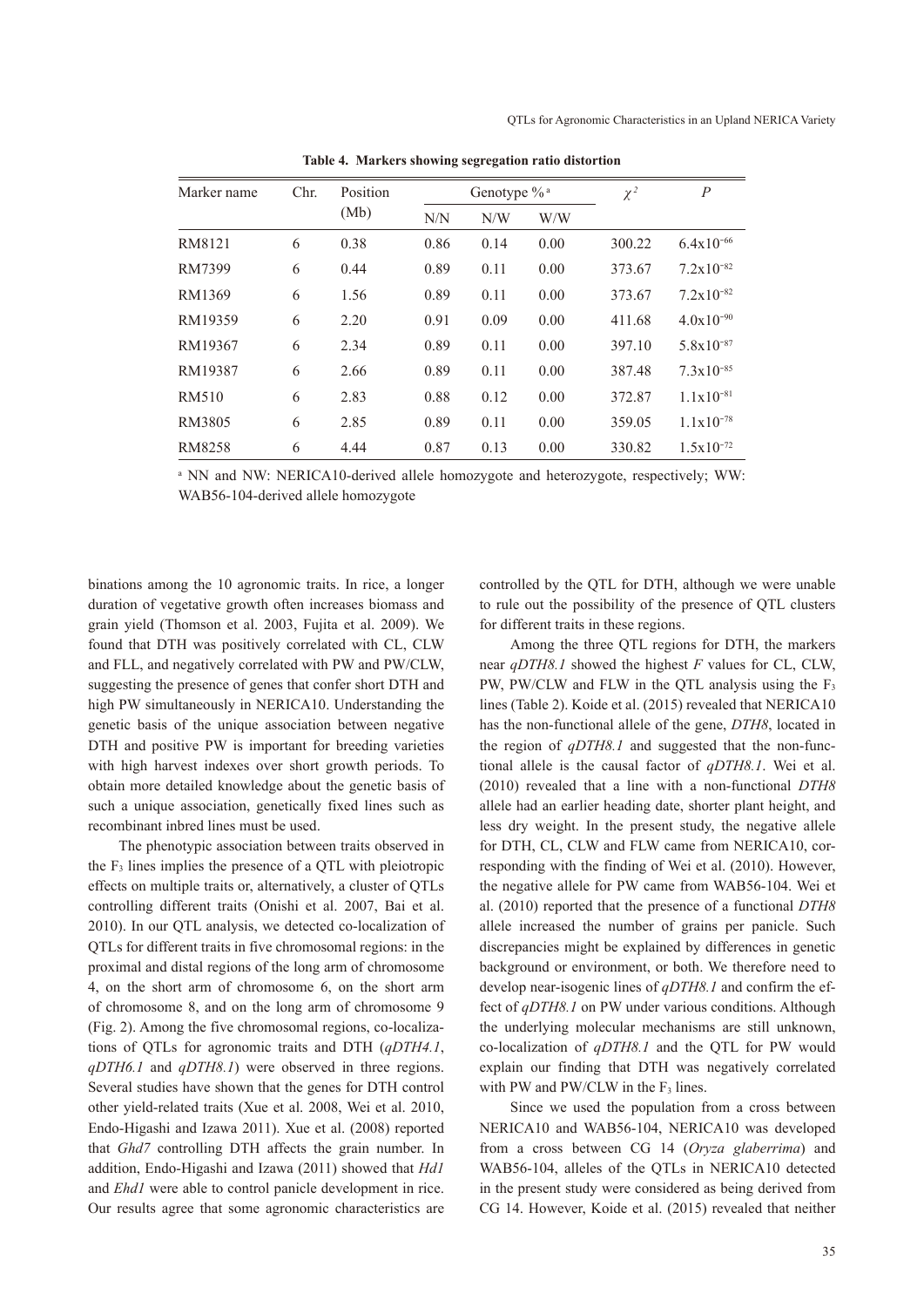**Table 4. Markers showing segregation ratio distortion**

| Marker name | Chr. | Position (Mb) | Genotype % [a] | | | $\chi^2$ | $P$ |
|---|---|---|---|---|---|---|---|
| | | | N/N | N/W | W/W | | |
| RM8121 | 6 | 0.38 | 0.86 | 0.14 | 0.00 | 300.22 | $6.4\text{x}10^{-66}$ |
| RM7399 | 6 | 0.44 | 0.89 | 0.11 | 0.00 | 373.67 | $7.2\text{x}10^{-82}$ |
| RM1369 | 6 | 1.56 | 0.89 | 0.11 | 0.00 | 373.67 | $7.2\text{x}10^{-82}$ |
| RM19359 | 6 | 2.20 | 0.91 | 0.09 | 0.00 | 411.68 | $4.0\text{x}10^{-90}$ |
| RM19367 | 6 | 2.34 | 0.89 | 0.11 | 0.00 | 397.10 | $5.8\text{x}10^{-87}$ |
| RM19387 | 6 | 2.66 | 0.89 | 0.11 | 0.00 | 387.48 | $7.3\text{x}10^{-85}$ |
| RM510 | 6 | 2.83 | 0.88 | 0.12 | 0.00 | 372.87 | $1.1\text{x}10^{-81}$ |
| RM3805 | 6 | 2.85 | 0.89 | 0.11 | 0.00 | 359.05 | $1.1\text{x}10^{-78}$ |
| RM8258 | 6 | 4.44 | 0.87 | 0.13 | 0.00 | 330.82 | $1.5\text{x}10^{-72}$ |

[a] NN and NW: NERICA10-derived allele homozygote and heterozygote, respectively; WW: WAB56-104-derived allele homozygote

binations among the 10 agronomic traits. In rice, a longer duration of vegetative growth often increases biomass and grain yield (Thomson et al. 2003, Fujita et al. 2009). We found that DTH was positively correlated with CL, CLW and FLL, and negatively correlated with PW and PW/CLW, suggesting the presence of genes that confer short DTH and high PW simultaneously in NERICA10. Understanding the genetic basis of the unique association between negative DTH and positive PW is important for breeding varieties with high harvest indexes over short growth periods. To obtain more detailed knowledge about the genetic basis of such a unique association, genetically fixed lines such as recombinant inbred lines must be used.

The phenotypic association between traits observed in the $F_3$ lines implies the presence of a QTL with pleiotropic effects on multiple traits or, alternatively, a cluster of QTLs controlling different traits (Onishi et al. 2007, Bai et al. 2010). In our QTL analysis, we detected co-localization of QTLs for different traits in five chromosomal regions: in the proximal and distal regions of the long arm of chromosome 4, on the short arm of chromosome 6, on the short arm of chromosome 8, and on the long arm of chromosome 9 (Fig. 2). Among the five chromosomal regions, co-localizations of QTLs for agronomic traits and DTH (*qDTH4.1*, *qDTH6.1* and *qDTH8.1*) were observed in three regions. Several studies have shown that the genes for DTH control other yield-related traits (Xue et al. 2008, Wei et al. 2010, Endo-Higashi and Izawa 2011). Xue et al. (2008) reported that *Ghd7* controlling DTH affects the grain number. In addition, Endo-Higashi and Izawa (2011) showed that *Hd1* and *Ehd1* were able to control panicle development in rice. Our results agree that some agronomic characteristics are controlled by the QTL for DTH, although we were unable to rule out the possibility of the presence of QTL clusters for different traits in these regions.

Among the three QTL regions for DTH, the markers near *qDTH8.1* showed the highest *F* values for CL, CLW, PW, PW/CLW and FLW in the QTL analysis using the $F_3$ lines (Table 2). Koide et al. (2015) revealed that NERICA10 has the non-functional allele of the gene, *DTH8*, located in the region of *qDTH8.1* and suggested that the non-functional allele is the causal factor of *qDTH8.1*. Wei et al. (2010) revealed that a line with a non-functional *DTH8* allele had an earlier heading date, shorter plant height, and less dry weight. In the present study, the negative allele for DTH, CL, CLW and FLW came from NERICA10, corresponding with the finding of Wei et al. (2010). However, the negative allele for PW came from WAB56-104. Wei et al. (2010) reported that the presence of a functional *DTH8* allele increased the number of grains per panicle. Such discrepancies might be explained by differences in genetic background or environment, or both. We therefore need to develop near-isogenic lines of *qDTH8.1* and confirm the effect of *qDTH8.1* on PW under various conditions. Although the underlying molecular mechanisms are still unknown, co-localization of *qDTH8.1* and the QTL for PW would explain our finding that DTH was negatively correlated with PW and PW/CLW in the $F_3$ lines.

Since we used the population from a cross between NERICA10 and WAB56-104, NERICA10 was developed from a cross between CG 14 (*Oryza glaberrima*) and WAB56-104, alleles of the QTLs in NERICA10 detected in the present study were considered as being derived from CG 14. However, Koide et al. (2015) revealed that neither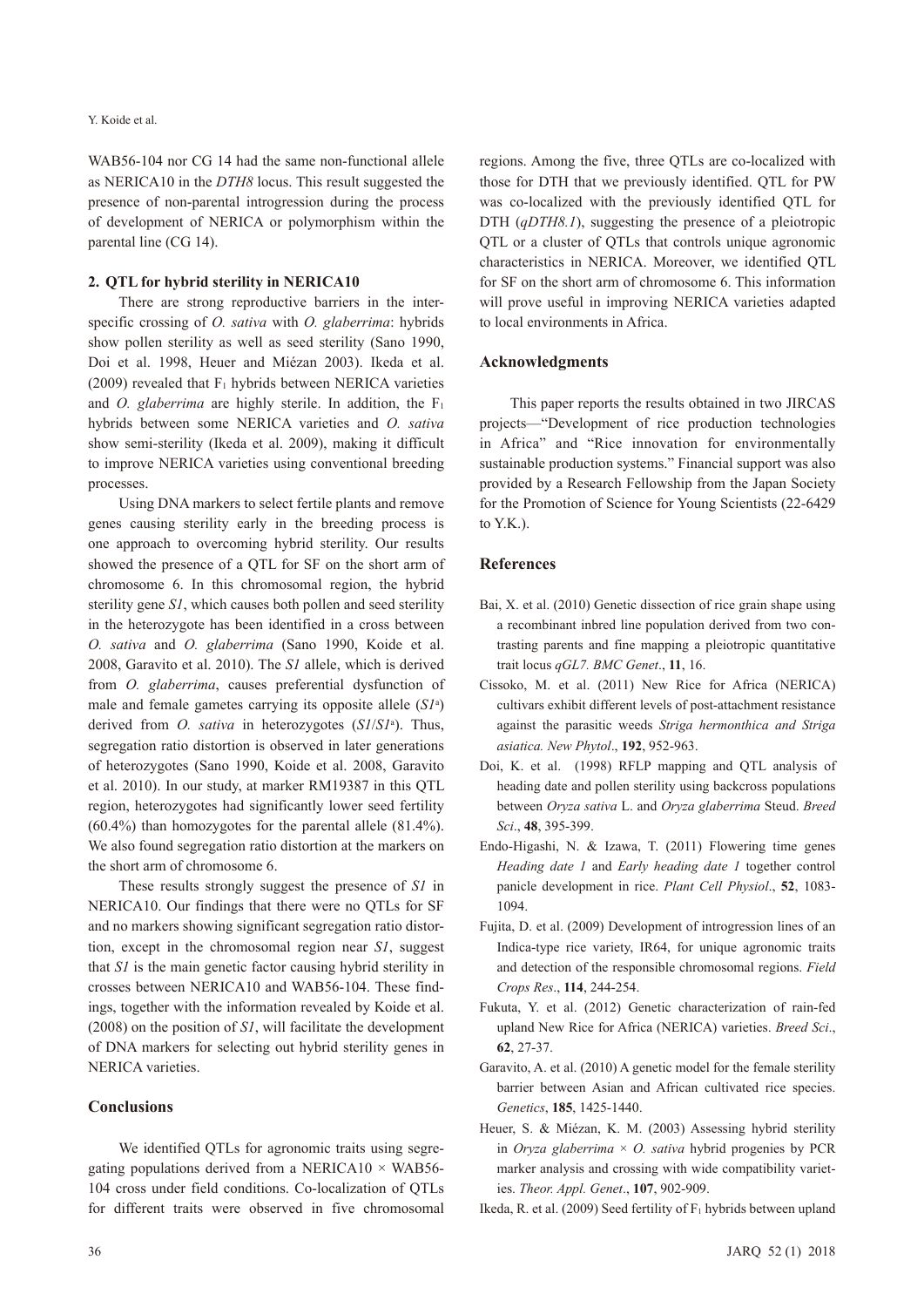WAB56-104 nor CG 14 had the same non-functional allele as NERICA10 in the *DTH8* locus. This result suggested the presence of non-parental introgression during the process of development of NERICA or polymorphism within the parental line (CG 14).

### 2. QTL for hybrid sterility in NERICA10

There are strong reproductive barriers in the interspecific crossing of *O. sativa* with *O. glaberrima*: hybrids show pollen sterility as well as seed sterility (Sano 1990, Doi et al. 1998, Heuer and Miézan 2003). Ikeda et al. (2009) revealed that $F_1$ hybrids between NERICA varieties and *O. glaberrima* are highly sterile. In addition, the $F_1$ hybrids between some NERICA varieties and *O. sativa* show semi-sterility (Ikeda et al. 2009), making it difficult to improve NERICA varieties using conventional breeding processes.

Using DNA markers to select fertile plants and remove genes causing sterility early in the breeding process is one approach to overcoming hybrid sterility. Our results showed the presence of a QTL for SF on the short arm of chromosome 6. In this chromosomal region, the hybrid sterility gene *S1*, which causes both pollen and seed sterility in the heterozygote has been identified in a cross between *O. sativa* and *O. glaberrima* (Sano 1990, Koide et al. 2008, Garavito et al. 2010). The *S1* allele, which is derived from *O. glaberrima*, causes preferential dysfunction of male and female gametes carrying its opposite allele ($S1^a$) derived from *O. sativa* in heterozygotes ($S1/S1^a$). Thus, segregation ratio distortion is observed in later generations of heterozygotes (Sano 1990, Koide et al. 2008, Garavito et al. 2010). In our study, at marker RM19387 in this QTL region, heterozygotes had significantly lower seed fertility (60.4%) than homozygotes for the parental allele (81.4%). We also found segregation ratio distortion at the markers on the short arm of chromosome 6.

These results strongly suggest the presence of *S1* in NERICA10. Our findings that there were no QTLs for SF and no markers showing significant segregation ratio distortion, except in the chromosomal region near *S1*, suggest that *S1* is the main genetic factor causing hybrid sterility in crosses between NERICA10 and WAB56-104. These findings, together with the information revealed by Koide et al. (2008) on the position of *S1*, will facilitate the development of DNA markers for selecting out hybrid sterility genes in NERICA varieties.

## Conclusions

We identified QTLs for agronomic traits using segregating populations derived from a NERICA10 × WAB56-104 cross under field conditions. Co-localization of QTLs for different traits were observed in five chromosomal regions. Among the five, three QTLs are co-localized with those for DTH that we previously identified. QTL for PW was co-localized with the previously identified QTL for DTH (*qDTH8.1*), suggesting the presence of a pleiotropic QTL or a cluster of QTLs that controls unique agronomic characteristics in NERICA. Moreover, we identified QTL for SF on the short arm of chromosome 6. This information will prove useful in improving NERICA varieties adapted to local environments in Africa.

## Acknowledgments

This paper reports the results obtained in two JIRCAS projects—"Development of rice production technologies in Africa" and "Rice innovation for environmentally sustainable production systems." Financial support was also provided by a Research Fellowship from the Japan Society for the Promotion of Science for Young Scientists (22-6429 to Y.K.).

## References

- Bai, X. et al. (2010) Genetic dissection of rice grain shape using a recombinant inbred line population derived from two contrasting parents and fine mapping a pleiotropic quantitative trait locus *qGL7*. *BMC Genet*., **11**, 16.
- Cissoko, M. et al. (2011) New Rice for Africa (NERICA) cultivars exhibit different levels of post-attachment resistance against the parasitic weeds *Striga hermonthica and Striga asiatica. New Phytol*., **192**, 952-963.
- Doi, K. et al. (1998) RFLP mapping and QTL analysis of heading date and pollen sterility using backcross populations between *Oryza sativa* L. and *Oryza glaberrima* Steud. *Breed Sci*., **48**, 395-399.
- Endo-Higashi, N. & Izawa, T. (2011) Flowering time genes *Heading date 1* and *Early heading date 1* together control panicle development in rice. *Plant Cell Physiol*., **52**, 1083-1094.
- Fujita, D. et al. (2009) Development of introgression lines of an Indica-type rice variety, IR64, for unique agronomic traits and detection of the responsible chromosomal regions. *Field Crops Res*., **114**, 244-254.
- Fukuta, Y. et al. (2012) Genetic characterization of rain-fed upland New Rice for Africa (NERICA) varieties. *Breed Sci*., **62**, 27-37.
- Garavito, A. et al. (2010) A genetic model for the female sterility barrier between Asian and African cultivated rice species. *Genetics*, **185**, 1425-1440.
- Heuer, S. & Miézan, K. M. (2003) Assessing hybrid sterility in *Oryza glaberrima* × *O. sativa* hybrid progenies by PCR marker analysis and crossing with wide compatibility varieties. *Theor. Appl. Genet*., **107**, 902-909.
- Ikeda, R. et al. (2009) Seed fertility of $F_1$ hybrids between upland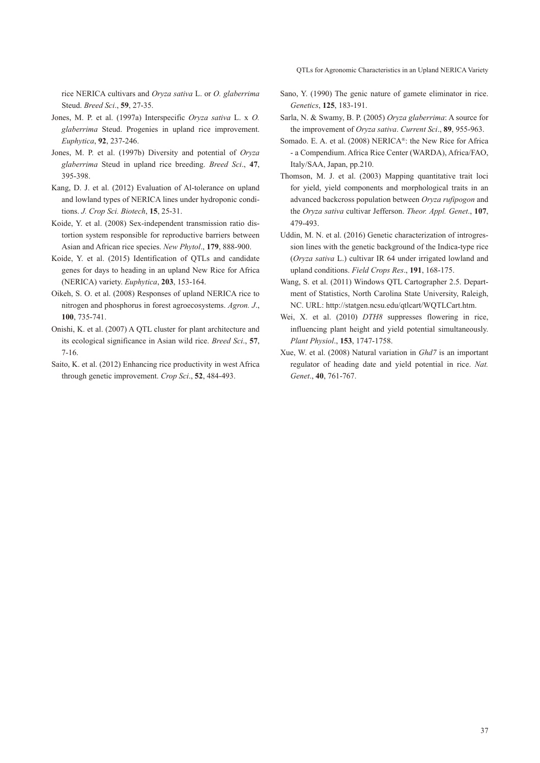rice NERICA cultivars and *Oryza sativa* L. or *O. glaberrima* Steud. *Breed Sci*., **59**, 27-35.

Jones, M. P. et al. (1997a) Interspecific *Oryza sativa* L. x *O. glaberrima* Steud. Progenies in upland rice improvement. *Euphytica*, **92**, 237-246.

Jones, M. P. et al. (1997b) Diversity and potential of *Oryza glaberrima* Steud in upland rice breeding. *Breed Sci*., **47**, 395-398.

Kang, D. J. et al. (2012) Evaluation of Al-tolerance on upland and lowland types of NERICA lines under hydroponic conditions. *J. Crop Sci. Biotech*, **15**, 25-31.

Koide, Y. et al. (2008) Sex-independent transmission ratio distortion system responsible for reproductive barriers between Asian and African rice species. *New Phytol*., **179**, 888-900.

Koide, Y. et al. (2015) Identification of QTLs and candidate genes for days to heading in an upland New Rice for Africa (NERICA) variety. *Euphytica*, **203**, 153-164.

Oikeh, S. O. et al. (2008) Responses of upland NERICA rice to nitrogen and phosphorus in forest agroecosystems. *Agron. J*., **100**, 735-741.

Onishi, K. et al. (2007) A QTL cluster for plant architecture and its ecological significance in Asian wild rice. *Breed Sci*., **57**, 7-16.

Saito, K. et al. (2012) Enhancing rice productivity in west Africa through genetic improvement. *Crop Sci*., **52**, 484-493.

Sano, Y. (1990) The genic nature of gamete eliminator in rice. *Genetics*, **125**, 183-191.

Sarla, N. & Swamy, B. P. (2005) *Oryza glaberrima*: A source for the improvement of *Oryza sativa*. *Current Sci*., **89**, 955-963.

Somado. E. A. et al. (2008) NERICA®: the New Rice for Africa - a Compendium. Africa Rice Center (WARDA), Africa/FAO, Italy/SAA, Japan, pp.210.

Thomson, M. J. et al. (2003) Mapping quantitative trait loci for yield, yield components and morphological traits in an advanced backcross population between *Oryza rufipogon* and the *Oryza sativa* cultivar Jefferson. *Theor. Appl. Genet*., **107**, 479-493.

Uddin, M. N. et al. (2016) Genetic characterization of introgression lines with the genetic background of the Indica-type rice (*Oryza sativa* L.) cultivar IR 64 under irrigated lowland and upland conditions. *Field Crops Res*., **191**, 168-175.

Wang, S. et al. (2011) Windows QTL Cartographer 2.5. Department of Statistics, North Carolina State University, Raleigh, NC. URL: http://statgen.ncsu.edu/qtlcart/WQTLCart.htm.

Wei, X. et al. (2010) *DTH8* suppresses flowering in rice, influencing plant height and yield potential simultaneously. *Plant Physiol*., **153**, 1747-1758.

Xue, W. et al. (2008) Natural variation in *Ghd7* is an important regulator of heading date and yield potential in rice. *Nat. Genet*., **40**, 761-767.